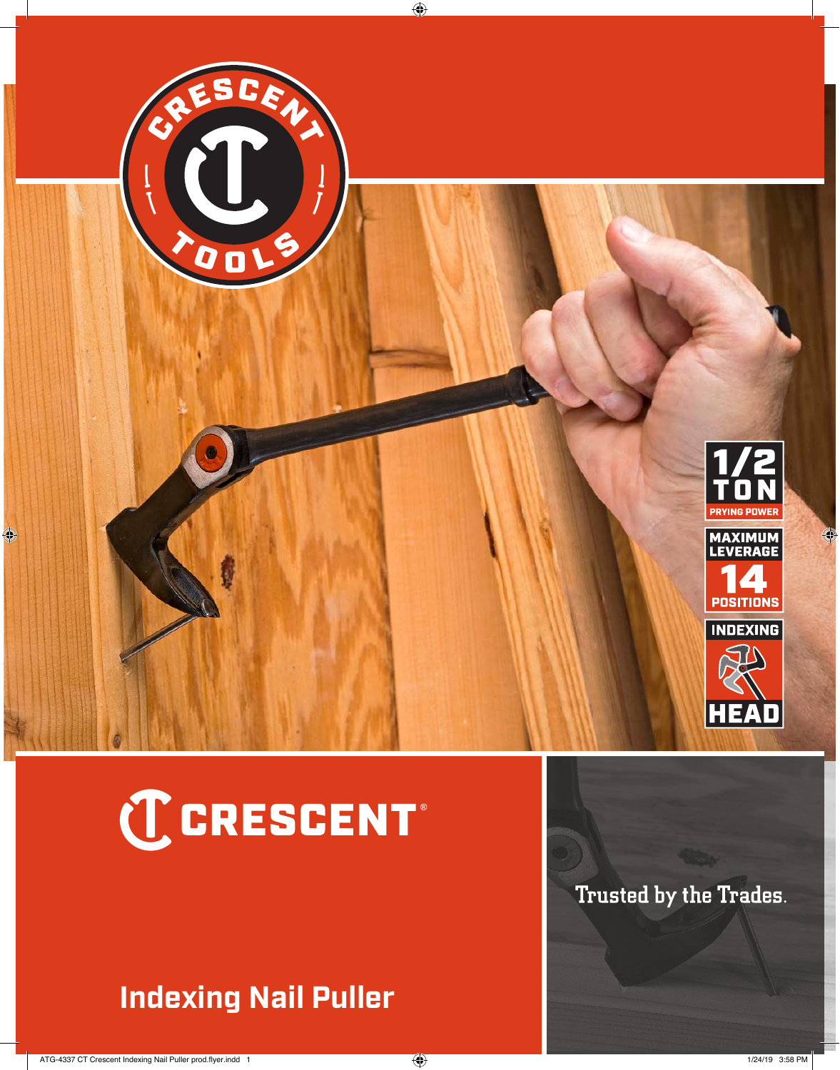CRESCENT TOOLS

1/2 TON
PRYING POWER

MAXIMUM LEVERAGE
14
POSITIONS

INDEXING
HEAD

# CRESCENT®

Trusted by the Trades.

## Indexing Nail Puller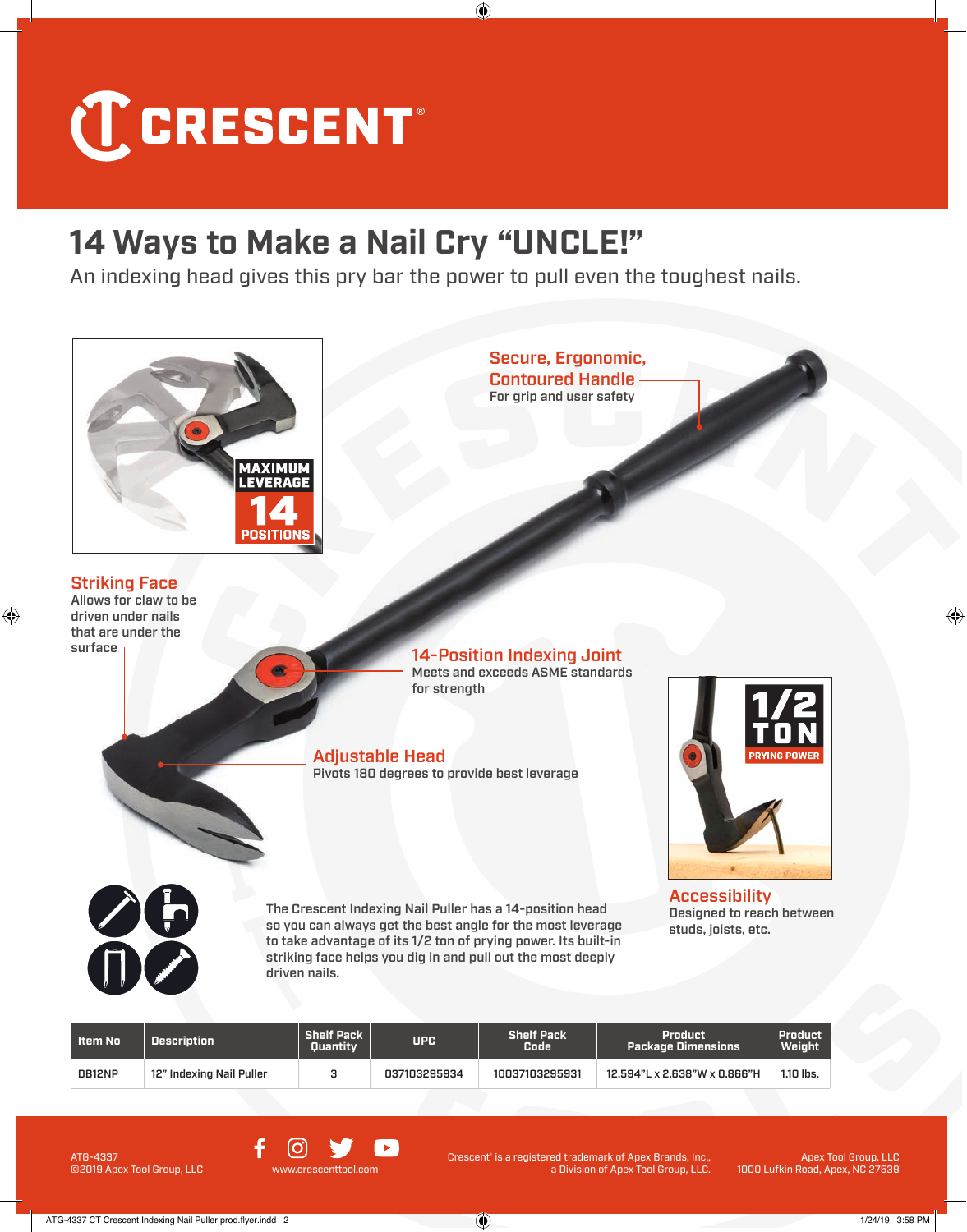# CRESCENT®

## 14 Ways to Make a Nail Cry "UNCLE!"

An indexing head gives this pry bar the power to pull even the toughest nails.

MAXIMUM LEVERAGE 14 POSITIONS

**Secure, Ergonomic, Contoured Handle**
For grip and user safety

**Striking Face**
Allows for claw to be driven under nails that are under the surface

**14-Position Indexing Joint**
Meets and exceeds ASME standards for strength

**Adjustable Head**
Pivots 180 degrees to provide best leverage

1/2 TON PRYING POWER

**Accessibility**
Designed to reach between studs, joists, etc.

The Crescent Indexing Nail Puller has a 14-position head so you can always get the best angle for the most leverage to take advantage of its 1/2 ton of prying power. Its built-in striking face helps you dig in and pull out the most deeply driven nails.

| Item No | Description | Shelf Pack Quantity | UPC | Shelf Pack Code | Product Package Dimensions | Product Weight |
|---|---|---|---|---|---|---|
| DB12NP | 12" Indexing Nail Puller | 3 | 037103295934 | 10037103295931 | 12.594"L x 2.638"W x 0.866"H | 1.10 lbs. |

ATG-4337
©2019 Apex Tool Group, LLC

www.crescenttool.com

Crescent® is a registered trademark of Apex Brands, Inc., a Division of Apex Tool Group, LLC.

Apex Tool Group, LLC
1000 Lufkin Road, Apex, NC 27539